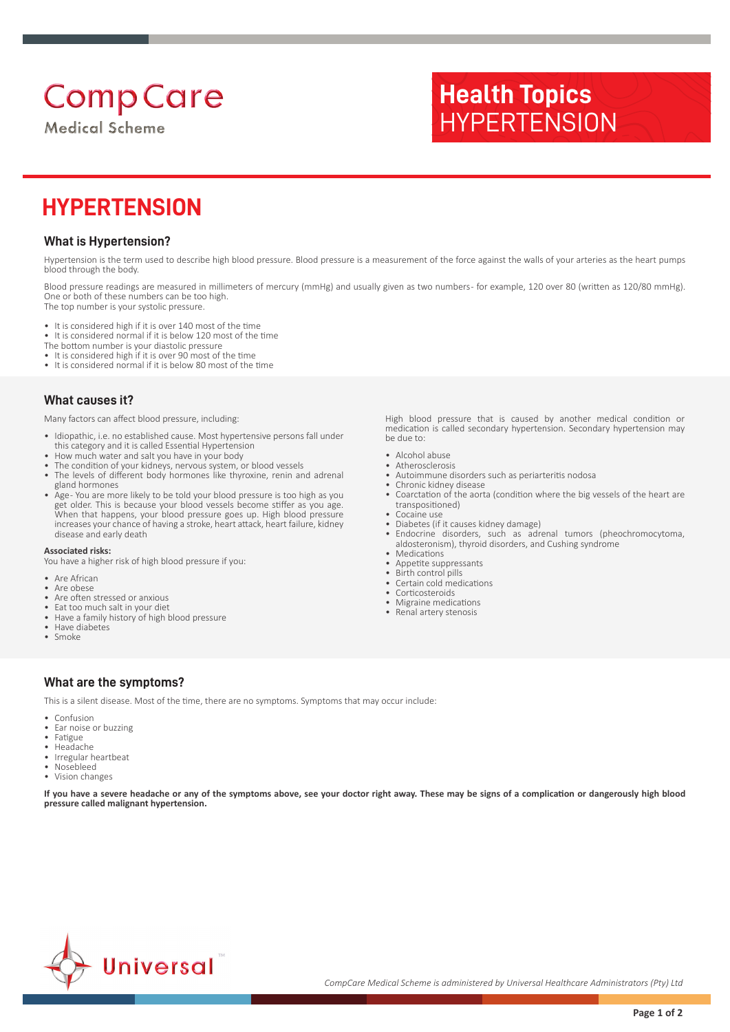CompCare Medical Scheme

**Health Topics**
HYPERTENSION

# HYPERTENSION

## What is Hypertension?

Hypertension is the term used to describe high blood pressure. Blood pressure is a measurement of the force against the walls of your arteries as the heart pumps blood through the body.

Blood pressure readings are measured in millimeters of mercury (mmHg) and usually given as two numbers- for example, 120 over 80 (written as 120/80 mmHg). One or both of these numbers can be too high.
The top number is your systolic pressure.

- It is considered high if it is over 140 most of the time
- It is considered normal if it is below 120 most of the time

The bottom number is your diastolic pressure

- It is considered high if it is over 90 most of the time
- It is considered normal if it is below 80 most of the time

## What causes it?

Many factors can affect blood pressure, including:

- Idiopathic, i.e. no established cause. Most hypertensive persons fall under this category and it is called Essential Hypertension
- How much water and salt you have in your body
- The condition of your kidneys, nervous system, or blood vessels
- The levels of different body hormones like thyroxine, renin and adrenal gland hormones
- Age- You are more likely to be told your blood pressure is too high as you get older. This is because your blood vessels become stiffer as you age. When that happens, your blood pressure goes up. High blood pressure increases your chance of having a stroke, heart attack, heart failure, kidney disease and early death

**Associated risks:**
You have a higher risk of high blood pressure if you:

- Are African
- Are obese
- Are often stressed or anxious
- Eat too much salt in your diet
- Have a family history of high blood pressure
- Have diabetes
- Smoke

High blood pressure that is caused by another medical condition or medication is called secondary hypertension. Secondary hypertension may be due to:

- Alcohol abuse
- Atherosclerosis
- Autoimmune disorders such as periarteritis nodosa
- Chronic kidney disease
- Coarctation of the aorta (condition where the big vessels of the heart are transpositioned)
- Cocaine use
- Diabetes (if it causes kidney damage)
- Endocrine disorders, such as adrenal tumors (pheochromocytoma, aldosteronism), thyroid disorders, and Cushing syndrome
- Medications
- Appetite suppressants
- Birth control pills
- Certain cold medications
- Corticosteroids
- Migraine medications
- Renal artery stenosis

## What are the symptoms?

This is a silent disease. Most of the time, there are no symptoms. Symptoms that may occur include:

- Confusion
- Ear noise or buzzing
- Fatigue
- Headache
- Irregular heartbeat
- Nosebleed
- Vision changes

**If you have a severe headache or any of the symptoms above, see your doctor right away. These may be signs of a complication or dangerously high blood pressure called malignant hypertension.**

*CompCare Medical Scheme is administered by Universal Healthcare Administrators (Pty) Ltd*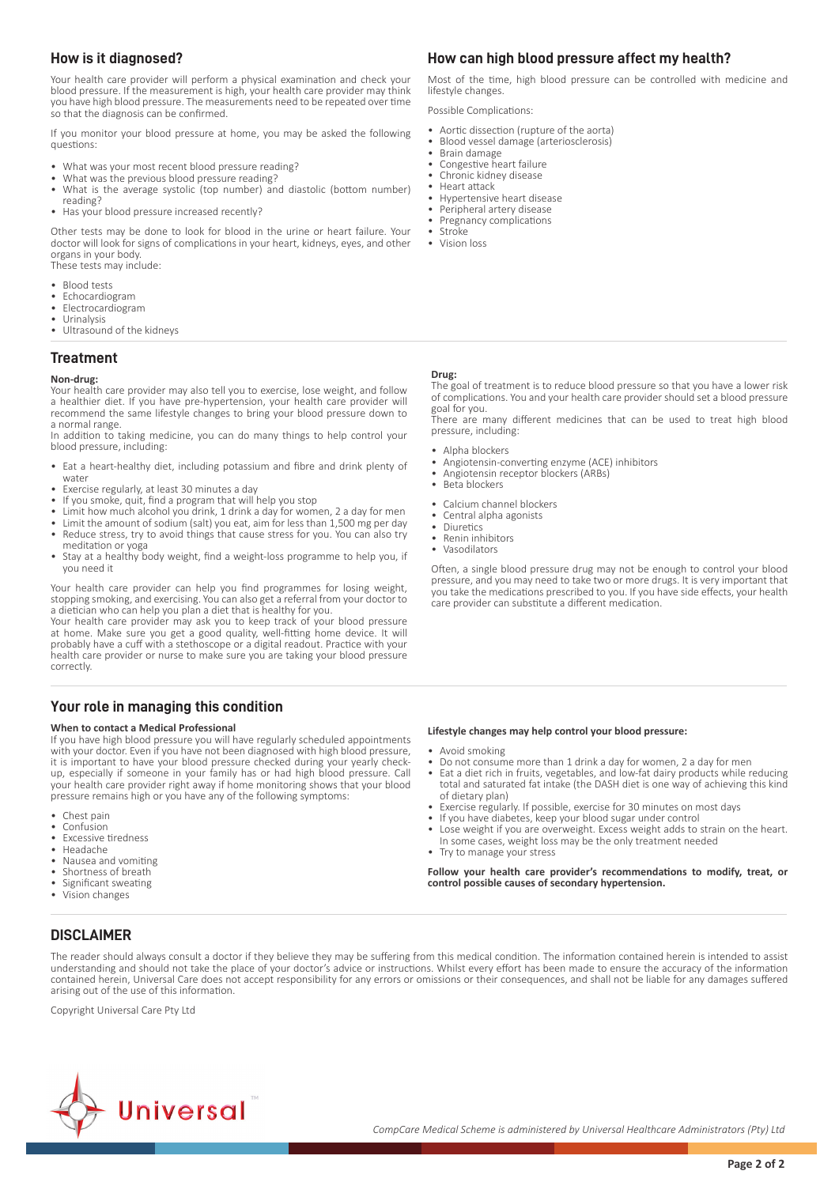## How is it diagnosed?

Your health care provider will perform a physical examination and check your blood pressure. If the measurement is high, your health care provider may think you have high blood pressure. The measurements need to be repeated over time so that the diagnosis can be confirmed.

If you monitor your blood pressure at home, you may be asked the following questions:

- What was your most recent blood pressure reading?
- What was the previous blood pressure reading?
- What is the average systolic (top number) and diastolic (bottom number) reading?
- Has your blood pressure increased recently?

Other tests may be done to look for blood in the urine or heart failure. Your doctor will look for signs of complications in your heart, kidneys, eyes, and other organs in your body.
These tests may include:

- Blood tests
- Echocardiogram
- Electrocardiogram
- Urinalysis
- Ultrasound of the kidneys

## How can high blood pressure affect my health?

Most of the time, high blood pressure can be controlled with medicine and lifestyle changes.

Possible Complications:

- Aortic dissection (rupture of the aorta)
- Blood vessel damage (arteriosclerosis)
- Brain damage
- Congestive heart failure
- Chronic kidney disease
- Heart attack
- Hypertensive heart disease
- Peripheral artery disease
- Pregnancy complications
- Stroke
- Vision loss

## Treatment

**Non-drug:**
Your health care provider may also tell you to exercise, lose weight, and follow a healthier diet. If you have pre-hypertension, your health care provider will recommend the same lifestyle changes to bring your blood pressure down to a normal range.
In addition to taking medicine, you can do many things to help control your blood pressure, including:

- Eat a heart-healthy diet, including potassium and fibre and drink plenty of water
- Exercise regularly, at least 30 minutes a day
- If you smoke, quit, find a program that will help you stop
- Limit how much alcohol you drink, 1 drink a day for women, 2 a day for men
- Limit the amount of sodium (salt) you eat, aim for less than 1,500 mg per day
- Reduce stress, try to avoid things that cause stress for you. You can also try meditation or yoga
- Stay at a healthy body weight, find a weight-loss programme to help you, if you need it

Your health care provider can help you find programmes for losing weight, stopping smoking, and exercising. You can also get a referral from your doctor to a dietician who can help you plan a diet that is healthy for you.
Your health care provider may ask you to keep track of your blood pressure at home. Make sure you get a good quality, well-fitting home device. It will probably have a cuff with a stethoscope or a digital readout. Practice with your health care provider or nurse to make sure you are taking your blood pressure correctly.

**Drug:**
The goal of treatment is to reduce blood pressure so that you have a lower risk of complications. You and your health care provider should set a blood pressure goal for you.
There are many different medicines that can be used to treat high blood pressure, including:

- Alpha blockers
- Angiotensin-converting enzyme (ACE) inhibitors
- Angiotensin receptor blockers (ARBs)
- Beta blockers
- Calcium channel blockers
- Central alpha agonists
- Diuretics
- Renin inhibitors
- Vasodilators

Often, a single blood pressure drug may not be enough to control your blood pressure, and you may need to take two or more drugs. It is very important that you take the medications prescribed to you. If you have side effects, your health care provider can substitute a different medication.

## Your role in managing this condition

**When to contact a Medical Professional**
If you have high blood pressure you will have regularly scheduled appointments with your doctor. Even if you have not been diagnosed with high blood pressure, it is important to have your blood pressure checked during your yearly check-up, especially if someone in your family has or had high blood pressure. Call your health care provider right away if home monitoring shows that your blood pressure remains high or you have any of the following symptoms:

- Chest pain
- Confusion
- Excessive tiredness
- Headache
- Nausea and vomiting
- Shortness of breath
- Significant sweating
- Vision changes

**Lifestyle changes may help control your blood pressure:**

- Avoid smoking
- Do not consume more than 1 drink a day for women, 2 a day for men
- Eat a diet rich in fruits, vegetables, and low-fat dairy products while reducing total and saturated fat intake (the DASH diet is one way of achieving this kind of dietary plan)
- Exercise regularly. If possible, exercise for 30 minutes on most days
- If you have diabetes, keep your blood sugar under control
- Lose weight if you are overweight. Excess weight adds to strain on the heart. In some cases, weight loss may be the only treatment needed
- Try to manage your stress

**Follow your health care provider's recommendations to modify, treat, or control possible causes of secondary hypertension.**

## DISCLAIMER

The reader should always consult a doctor if they believe they may be suffering from this medical condition. The information contained herein is intended to assist understanding and should not take the place of your doctor's advice or instructions. Whilst every effort has been made to ensure the accuracy of the information contained herein, Universal Care does not accept responsibility for any errors or omissions or their consequences, and shall not be liable for any damages suffered arising out of the use of this information.

Copyright Universal Care Pty Ltd

*CompCare Medical Scheme is administered by Universal Healthcare Administrators (Pty) Ltd*